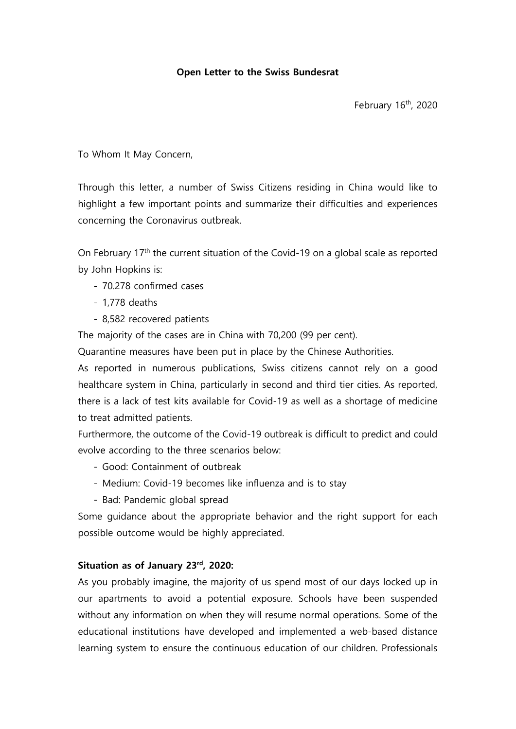**Open Letter to the Swiss Bundesrat**

February 16th, 2020

To Whom It May Concern,

Through this letter, a number of Swiss Citizens residing in China would like to highlight a few important points and summarize their difficulties and experiences concerning the Coronavirus outbreak.

On February 17th the current situation of the Covid-19 on a global scale as reported by John Hopkins is:

- 70.278 confirmed cases
- 1,778 deaths
- 8,582 recovered patients

The majority of the cases are in China with 70,200 (99 per cent).

Quarantine measures have been put in place by the Chinese Authorities.

As reported in numerous publications, Swiss citizens cannot rely on a good healthcare system in China, particularly in second and third tier cities. As reported, there is a lack of test kits available for Covid-19 as well as a shortage of medicine to treat admitted patients.

Furthermore, the outcome of the Covid-19 outbreak is difficult to predict and could evolve according to the three scenarios below:

- Good: Containment of outbreak
- Medium: Covid-19 becomes like influenza and is to stay
- Bad: Pandemic global spread

Some guidance about the appropriate behavior and the right support for each possible outcome would be highly appreciated.

**Situation as of January 23rd, 2020:**

As you probably imagine, the majority of us spend most of our days locked up in our apartments to avoid a potential exposure. Schools have been suspended without any information on when they will resume normal operations. Some of the educational institutions have developed and implemented a web-based distance learning system to ensure the continuous education of our children. Professionals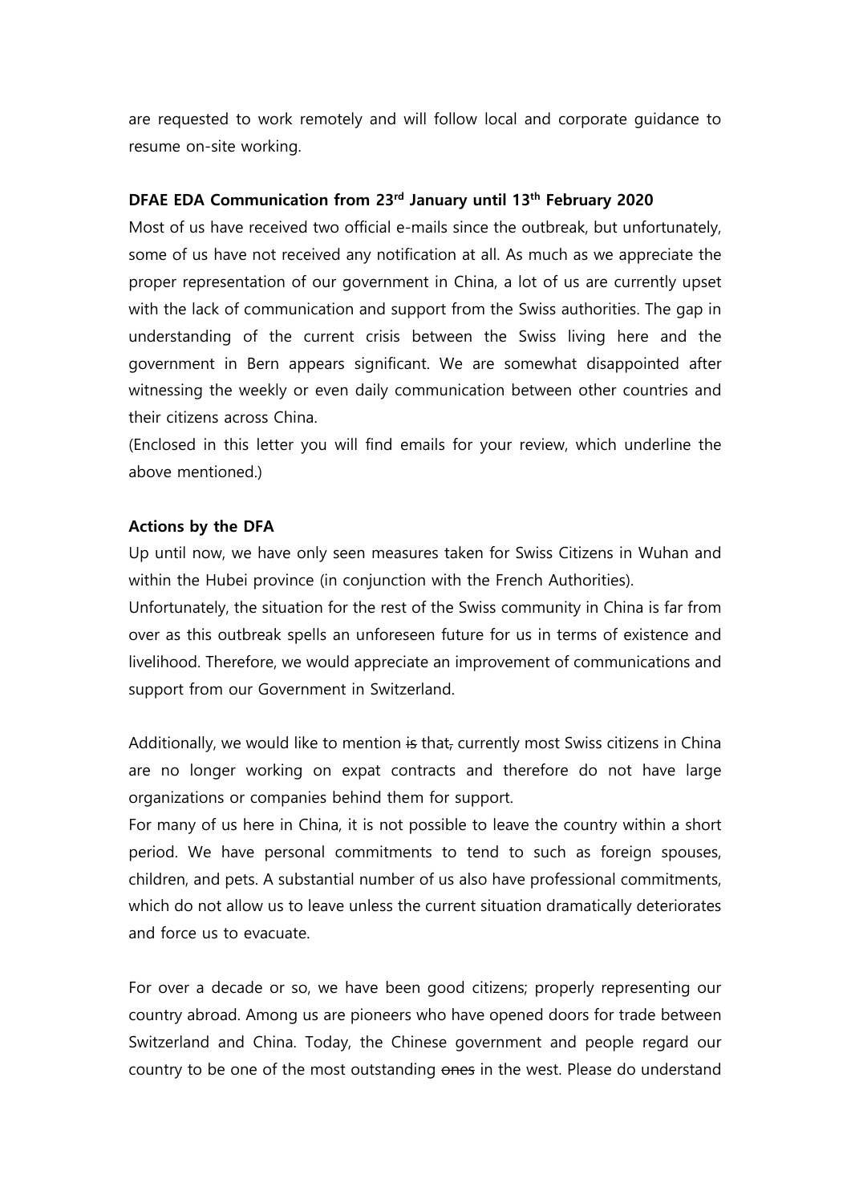are requested to work remotely and will follow local and corporate guidance to resume on-site working.

**DFAE EDA Communication from 23rd January until 13th February 2020**

Most of us have received two official e-mails since the outbreak, but unfortunately, some of us have not received any notification at all. As much as we appreciate the proper representation of our government in China, a lot of us are currently upset with the lack of communication and support from the Swiss authorities. The gap in understanding of the current crisis between the Swiss living here and the government in Bern appears significant. We are somewhat disappointed after witnessing the weekly or even daily communication between other countries and their citizens across China.

(Enclosed in this letter you will find emails for your review, which underline the above mentioned.)

**Actions by the DFA**

Up until now, we have only seen measures taken for Swiss Citizens in Wuhan and within the Hubei province (in conjunction with the French Authorities).

Unfortunately, the situation for the rest of the Swiss community in China is far from over as this outbreak spells an unforeseen future for us in terms of existence and livelihood. Therefore, we would appreciate an improvement of communications and support from our Government in Switzerland.

Additionally, we would like to mention ~~is~~ that~~,~~ currently most Swiss citizens in China are no longer working on expat contracts and therefore do not have large organizations or companies behind them for support.

For many of us here in China, it is not possible to leave the country within a short period. We have personal commitments to tend to such as foreign spouses, children, and pets. A substantial number of us also have professional commitments, which do not allow us to leave unless the current situation dramatically deteriorates and force us to evacuate.

For over a decade or so, we have been good citizens; properly representing our country abroad. Among us are pioneers who have opened doors for trade between Switzerland and China. Today, the Chinese government and people regard our country to be one of the most outstanding ~~ones~~ in the west. Please do understand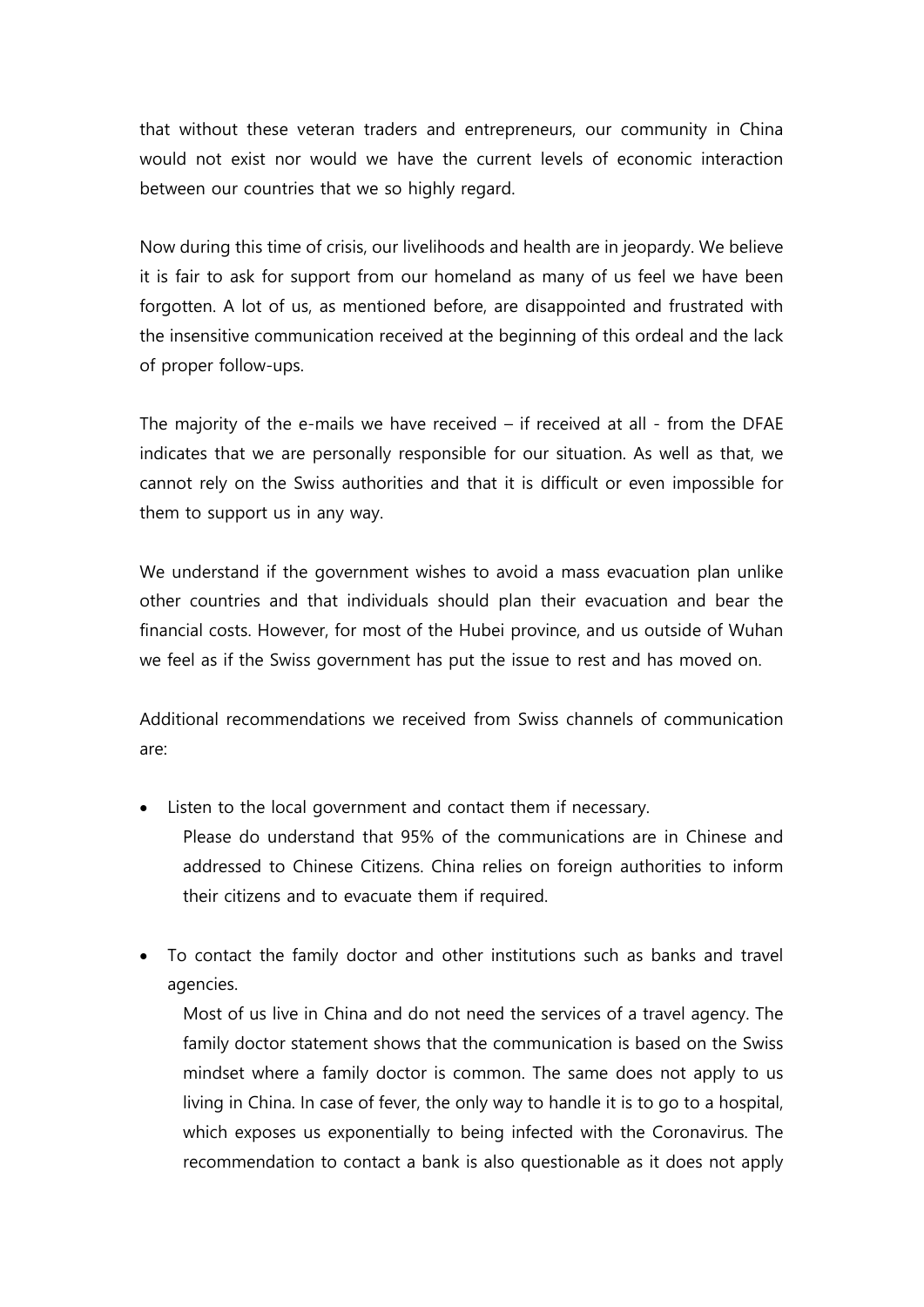that without these veteran traders and entrepreneurs, our community in China would not exist nor would we have the current levels of economic interaction between our countries that we so highly regard.

Now during this time of crisis, our livelihoods and health are in jeopardy. We believe it is fair to ask for support from our homeland as many of us feel we have been forgotten. A lot of us, as mentioned before, are disappointed and frustrated with the insensitive communication received at the beginning of this ordeal and the lack of proper follow-ups.

The majority of the e-mails we have received – if received at all - from the DFAE indicates that we are personally responsible for our situation. As well as that, we cannot rely on the Swiss authorities and that it is difficult or even impossible for them to support us in any way.

We understand if the government wishes to avoid a mass evacuation plan unlike other countries and that individuals should plan their evacuation and bear the financial costs. However, for most of the Hubei province, and us outside of Wuhan we feel as if the Swiss government has put the issue to rest and has moved on.

Additional recommendations we received from Swiss channels of communication are:

- Listen to the local government and contact them if necessary.
  Please do understand that 95% of the communications are in Chinese and addressed to Chinese Citizens. China relies on foreign authorities to inform their citizens and to evacuate them if required.

- To contact the family doctor and other institutions such as banks and travel agencies.
  Most of us live in China and do not need the services of a travel agency. The family doctor statement shows that the communication is based on the Swiss mindset where a family doctor is common. The same does not apply to us living in China. In case of fever, the only way to handle it is to go to a hospital, which exposes us exponentially to being infected with the Coronavirus. The recommendation to contact a bank is also questionable as it does not apply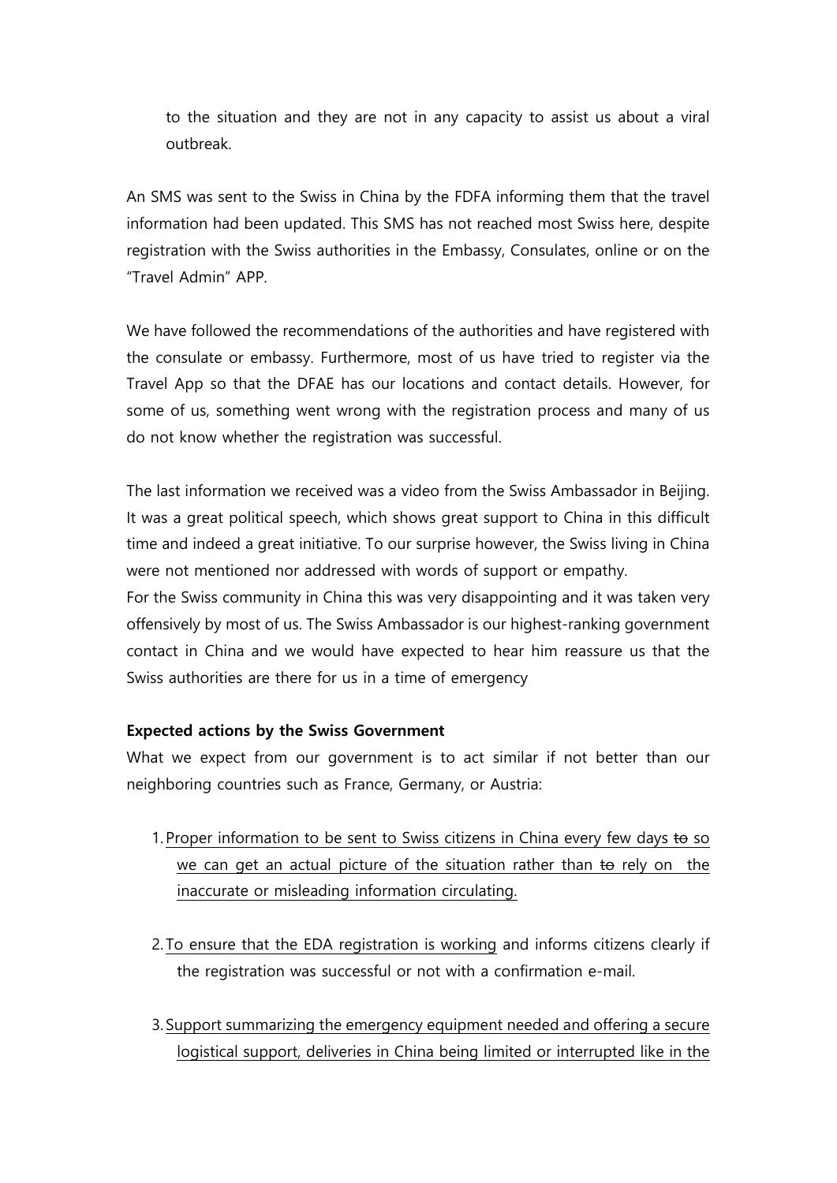to the situation and they are not in any capacity to assist us about a viral outbreak.

An SMS was sent to the Swiss in China by the FDFA informing them that the travel information had been updated. This SMS has not reached most Swiss here, despite registration with the Swiss authorities in the Embassy, Consulates, online or on the "Travel Admin" APP.

We have followed the recommendations of the authorities and have registered with the consulate or embassy. Furthermore, most of us have tried to register via the Travel App so that the DFAE has our locations and contact details. However, for some of us, something went wrong with the registration process and many of us do not know whether the registration was successful.

The last information we received was a video from the Swiss Ambassador in Beijing. It was a great political speech, which shows great support to China in this difficult time and indeed a great initiative. To our surprise however, the Swiss living in China were not mentioned nor addressed with words of support or empathy.
For the Swiss community in China this was very disappointing and it was taken very offensively by most of us. The Swiss Ambassador is our highest-ranking government contact in China and we would have expected to hear him reassure us that the Swiss authorities are there for us in a time of emergency

**Expected actions by the Swiss Government**

What we expect from our government is to act similar if not better than our neighboring countries such as France, Germany, or Austria:

1. Proper information to be sent to Swiss citizens in China every few days ~~to~~ so we can get an actual picture of the situation rather than ~~to~~ rely on the inaccurate or misleading information circulating.

2. To ensure that the EDA registration is working and informs citizens clearly if the registration was successful or not with a confirmation e-mail.

3. Support summarizing the emergency equipment needed and offering a secure logistical support, deliveries in China being limited or interrupted like in the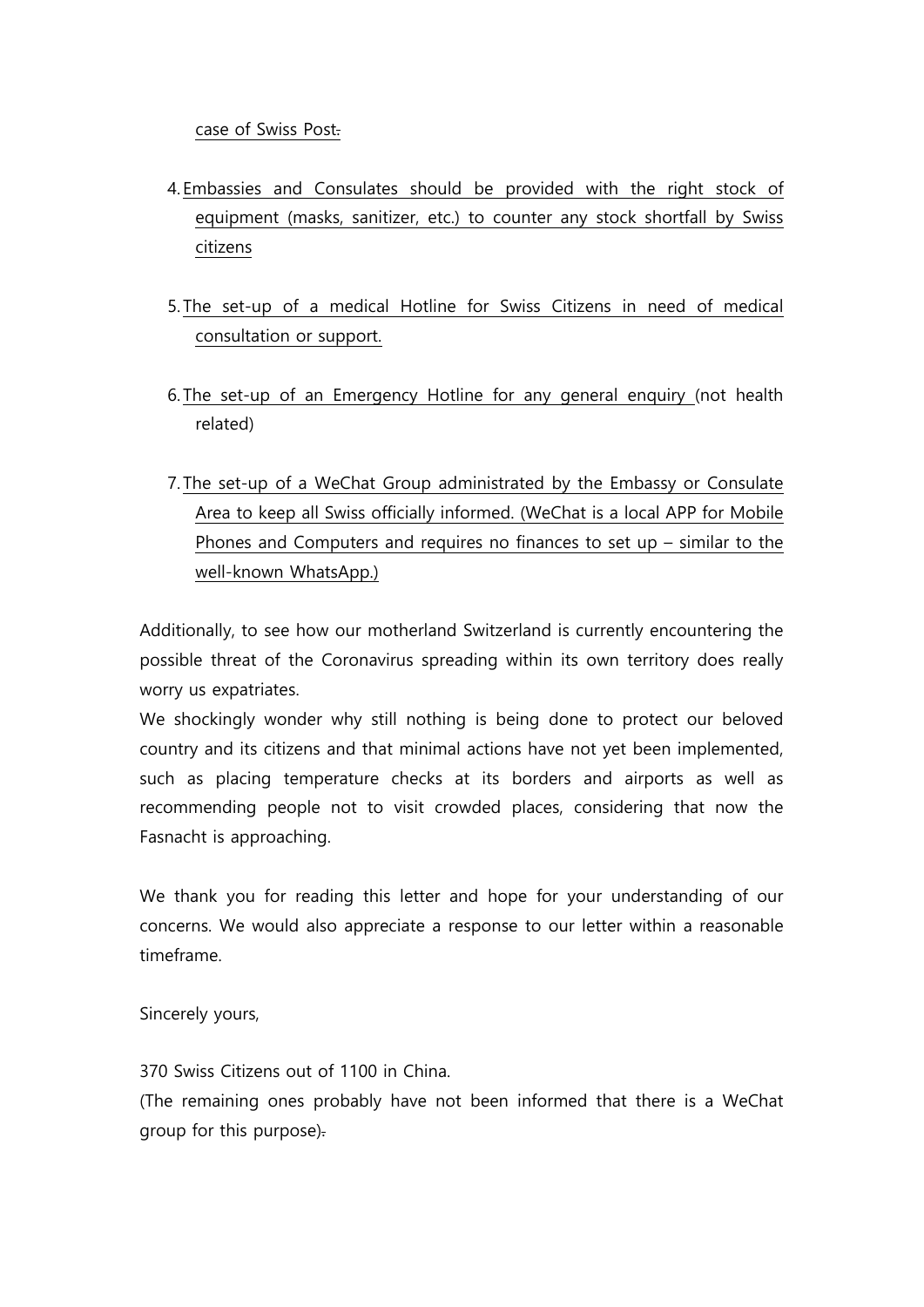case of Swiss Post.

4. Embassies and Consulates should be provided with the right stock of equipment (masks, sanitizer, etc.) to counter any stock shortfall by Swiss citizens

5. The set-up of a medical Hotline for Swiss Citizens in need of medical consultation or support.

6. The set-up of an Emergency Hotline for any general enquiry (not health related)

7. The set-up of a WeChat Group administrated by the Embassy or Consulate Area to keep all Swiss officially informed. (WeChat is a local APP for Mobile Phones and Computers and requires no finances to set up – similar to the well-known WhatsApp.)

Additionally, to see how our motherland Switzerland is currently encountering the possible threat of the Coronavirus spreading within its own territory does really worry us expatriates.

We shockingly wonder why still nothing is being done to protect our beloved country and its citizens and that minimal actions have not yet been implemented, such as placing temperature checks at its borders and airports as well as recommending people not to visit crowded places, considering that now the Fasnacht is approaching.

We thank you for reading this letter and hope for your understanding of our concerns. We would also appreciate a response to our letter within a reasonable timeframe.

Sincerely yours,

370 Swiss Citizens out of 1100 in China.

(The remaining ones probably have not been informed that there is a WeChat group for this purpose).